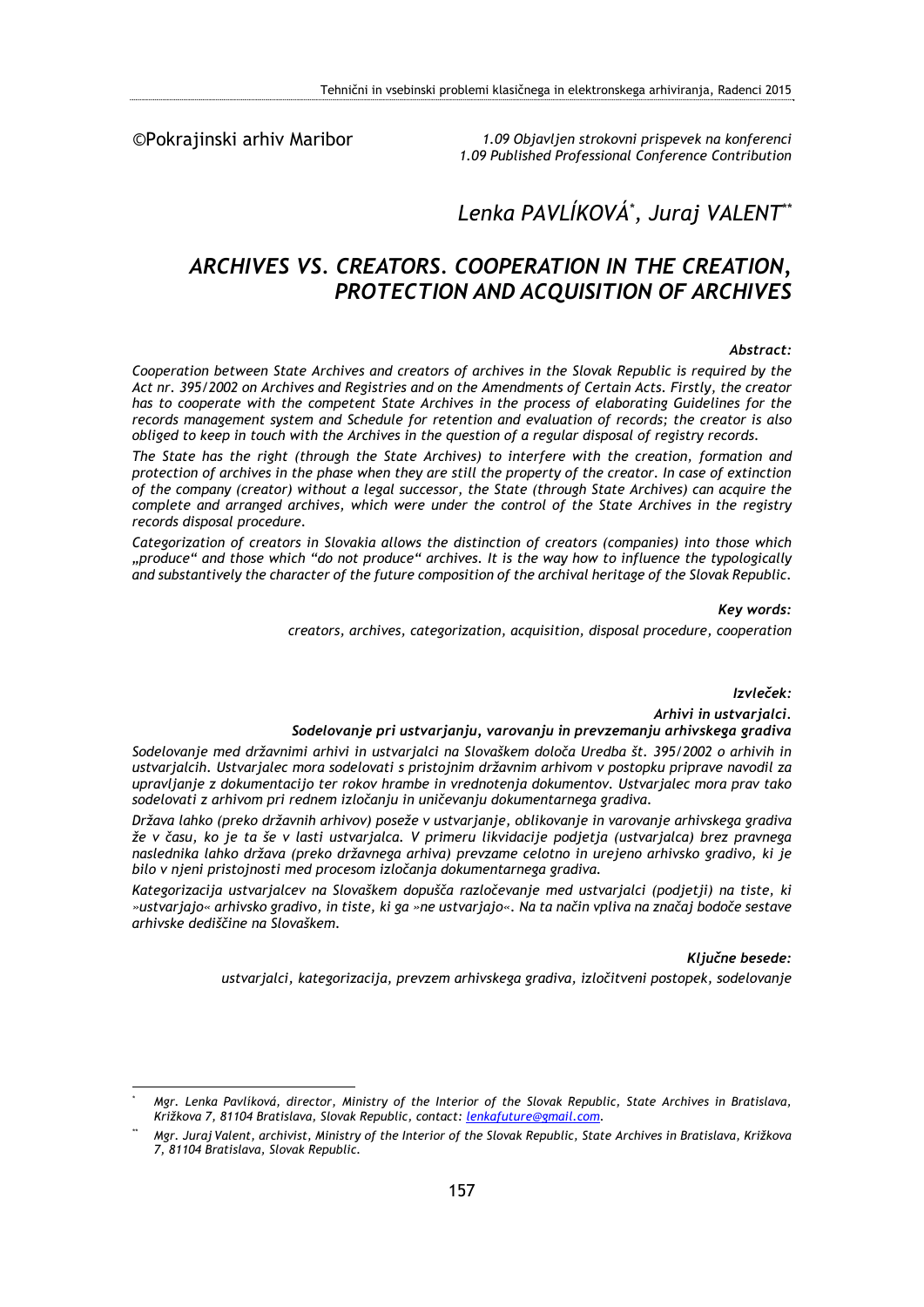©Pokrajinski arhiv Maribor

*1.09 Objavljen strokovni prispevek na konferenci*
*1.09 Published Professional Conference Contribution*

*Lenka PAVLÍKOVÁ*[*]*, Juraj VALENT*[**]

# *ARCHIVES VS. CREATORS. COOPERATION IN THE CREATION, PROTECTION AND ACQUISITION OF ARCHIVES*

***Abstract:***

*Cooperation between State Archives and creators of archives in the Slovak Republic is required by the Act nr. 395/2002 on Archives and Registries and on the Amendments of Certain Acts. Firstly, the creator has to cooperate with the competent State Archives in the process of elaborating Guidelines for the records management system and Schedule for retention and evaluation of records; the creator is also obliged to keep in touch with the Archives in the question of a regular disposal of registry records.*

*The State has the right (through the State Archives) to interfere with the creation, formation and protection of archives in the phase when they are still the property of the creator. In case of extinction of the company (creator) without a legal successor, the State (through State Archives) can acquire the complete and arranged archives, which were under the control of the State Archives in the registry records disposal procedure.*

*Categorization of creators in Slovakia allows the distinction of creators (companies) into those which „produce" and those which "do not produce" archives. It is the way how to influence the typologically and substantively the character of the future composition of the archival heritage of the Slovak Republic.*

***Key words:***

*creators, archives, categorization, acquisition, disposal procedure, cooperation*

***Izvleček:***

***Arhivi in ustvarjalci.***
***Sodelovanje pri ustvarjanju, varovanju in prevzemanju arhivskega gradiva***

*Sodelovanje med državnimi arhivi in ustvarjalci na Slovaškem določa Uredba št. 395/2002 o arhivih in ustvarjalcih. Ustvarjalec mora sodelovati s pristojnim državnim arhivom v postopku priprave navodil za upravljanje z dokumentacijo ter rokov hrambe in vrednotenja dokumentov. Ustvarjalec mora prav tako sodelovati z arhivom pri rednem izločanju in uničevanju dokumentarnega gradiva.*

*Država lahko (preko državnih arhivov) poseže v ustvarjanje, oblikovanje in varovanje arhivskega gradiva že v času, ko je ta še v lasti ustvarjalca. V primeru likvidacije podjetja (ustvarjalca) brez pravnega naslednika lahko država (preko državnega arhiva) prevzame celotno in urejeno arhivsko gradivo, ki je bilo v njeni pristojnosti med procesom izločanja dokumentarnega gradiva.*

*Kategorizacija ustvarjalcev na Slovaškem dopušča razločevanje med ustvarjalci (podjetji) na tiste, ki »ustvarjajo« arhivsko gradivo, in tiste, ki ga »ne ustvarjajo«. Na ta način vpliva na značaj bodoče sestave arhivske dediščine na Slovaškem.*

***Ključne besede:***

*ustvarjalci, kategorizacija, prevzem arhivskega gradiva, izločitveni postopek, sodelovanje*

---

[*] *Mgr. Lenka Pavliková, director, Ministry of the Interior of the Slovak Republic, State Archives in Bratislava, Križkova 7, 81104 Bratislava, Slovak Republic, contact: lenkafuture@gmail.com.*

[**] *Mgr. Juraj Valent, archivist, Ministry of the Interior of the Slovak Republic, State Archives in Bratislava, Križkova 7, 81104 Bratislava, Slovak Republic.*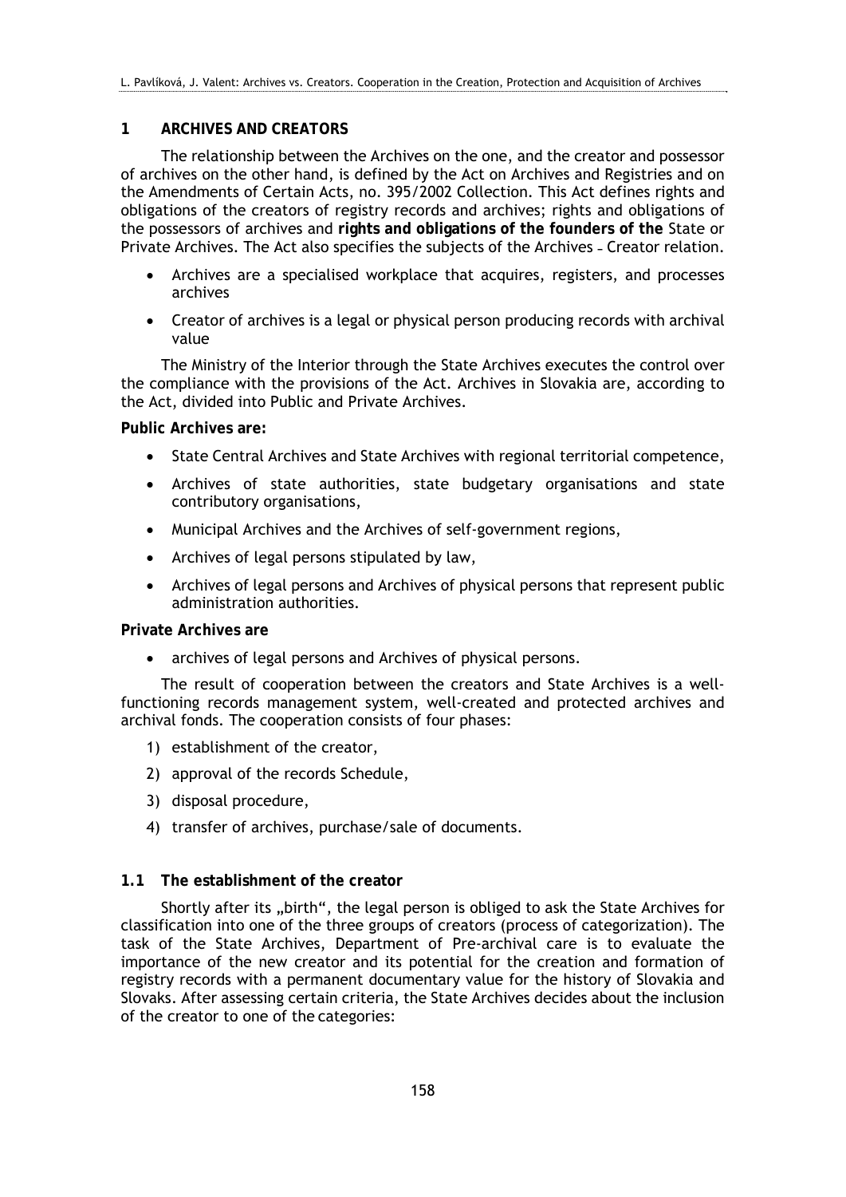## 1 ARCHIVES AND CREATORS

The relationship between the Archives on the one, and the creator and possessor of archives on the other hand, is defined by the Act on Archives and Registries and on the Amendments of Certain Acts, no. 395/2002 Collection. This Act defines rights and obligations of the creators of registry records and archives; rights and obligations of the possessors of archives and **rights and obligations of the founders of the** State or Private Archives. The Act also specifies the subjects of the Archives – Creator relation.

- Archives are a specialised workplace that acquires, registers, and processes archives
- Creator of archives is a legal or physical person producing records with archival value

The Ministry of the Interior through the State Archives executes the control over the compliance with the provisions of the Act. Archives in Slovakia are, according to the Act, divided into Public and Private Archives.

**Public Archives are:**

- State Central Archives and State Archives with regional territorial competence,
- Archives of state authorities, state budgetary organisations and state contributory organisations,
- Municipal Archives and the Archives of self-government regions,
- Archives of legal persons stipulated by law,
- Archives of legal persons and Archives of physical persons that represent public administration authorities.

**Private Archives are**

- archives of legal persons and Archives of physical persons.

The result of cooperation between the creators and State Archives is a well-functioning records management system, well-created and protected archives and archival fonds. The cooperation consists of four phases:

1) establishment of the creator,
2) approval of the records Schedule,
3) disposal procedure,
4) transfer of archives, purchase/sale of documents.

### 1.1 The establishment of the creator

Shortly after its „birth", the legal person is obliged to ask the State Archives for classification into one of the three groups of creators (process of categorization). The task of the State Archives, Department of Pre-archival care is to evaluate the importance of the new creator and its potential for the creation and formation of registry records with a permanent documentary value for the history of Slovakia and Slovaks. After assessing certain criteria, the State Archives decides about the inclusion of the creator to one of the categories: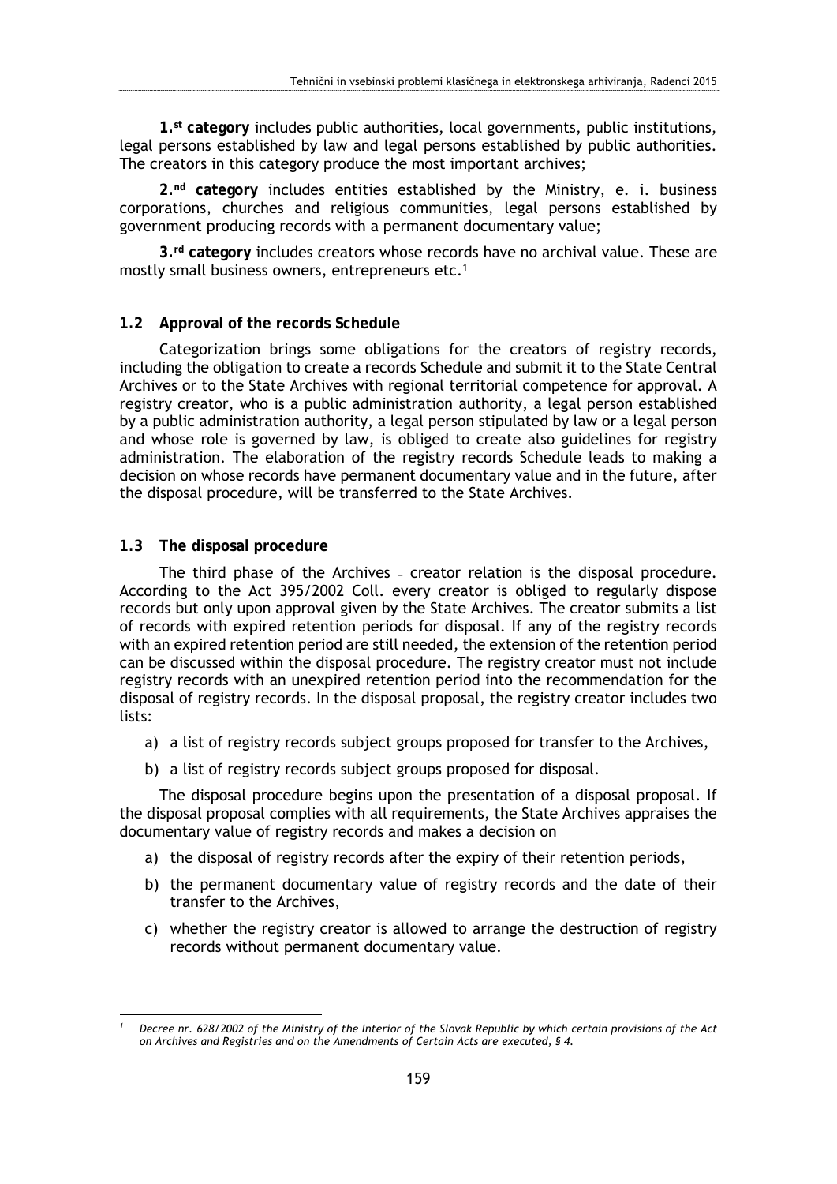**1.st category** includes public authorities, local governments, public institutions, legal persons established by law and legal persons established by public authorities. The creators in this category produce the most important archives;

**2.nd category** includes entities established by the Ministry, e. i. business corporations, churches and religious communities, legal persons established by government producing records with a permanent documentary value;

**3.rd category** includes creators whose records have no archival value. These are mostly small business owners, entrepreneurs etc.[1]

### 1.2 Approval of the records Schedule

Categorization brings some obligations for the creators of registry records, including the obligation to create a records Schedule and submit it to the State Central Archives or to the State Archives with regional territorial competence for approval. A registry creator, who is a public administration authority, a legal person established by a public administration authority, a legal person stipulated by law or a legal person and whose role is governed by law, is obliged to create also guidelines for registry administration. The elaboration of the registry records Schedule leads to making a decision on whose records have permanent documentary value and in the future, after the disposal procedure, will be transferred to the State Archives.

### 1.3 The disposal procedure

The third phase of the Archives – creator relation is the disposal procedure. According to the Act 395/2002 Coll. every creator is obliged to regularly dispose records but only upon approval given by the State Archives. The creator submits a list of records with expired retention periods for disposal. If any of the registry records with an expired retention period are still needed, the extension of the retention period can be discussed within the disposal procedure. The registry creator must not include registry records with an unexpired retention period into the recommendation for the disposal of registry records. In the disposal proposal, the registry creator includes two lists:

a) a list of registry records subject groups proposed for transfer to the Archives,

b) a list of registry records subject groups proposed for disposal.

The disposal procedure begins upon the presentation of a disposal proposal. If the disposal proposal complies with all requirements, the State Archives appraises the documentary value of registry records and makes a decision on

a) the disposal of registry records after the expiry of their retention periods,

b) the permanent documentary value of registry records and the date of their transfer to the Archives,

c) whether the registry creator is allowed to arrange the destruction of registry records without permanent documentary value.

---

[1] *Decree nr. 628/2002 of the Ministry of the Interior of the Slovak Republic by which certain provisions of the Act on Archives and Registries and on the Amendments of Certain Acts are executed, § 4.*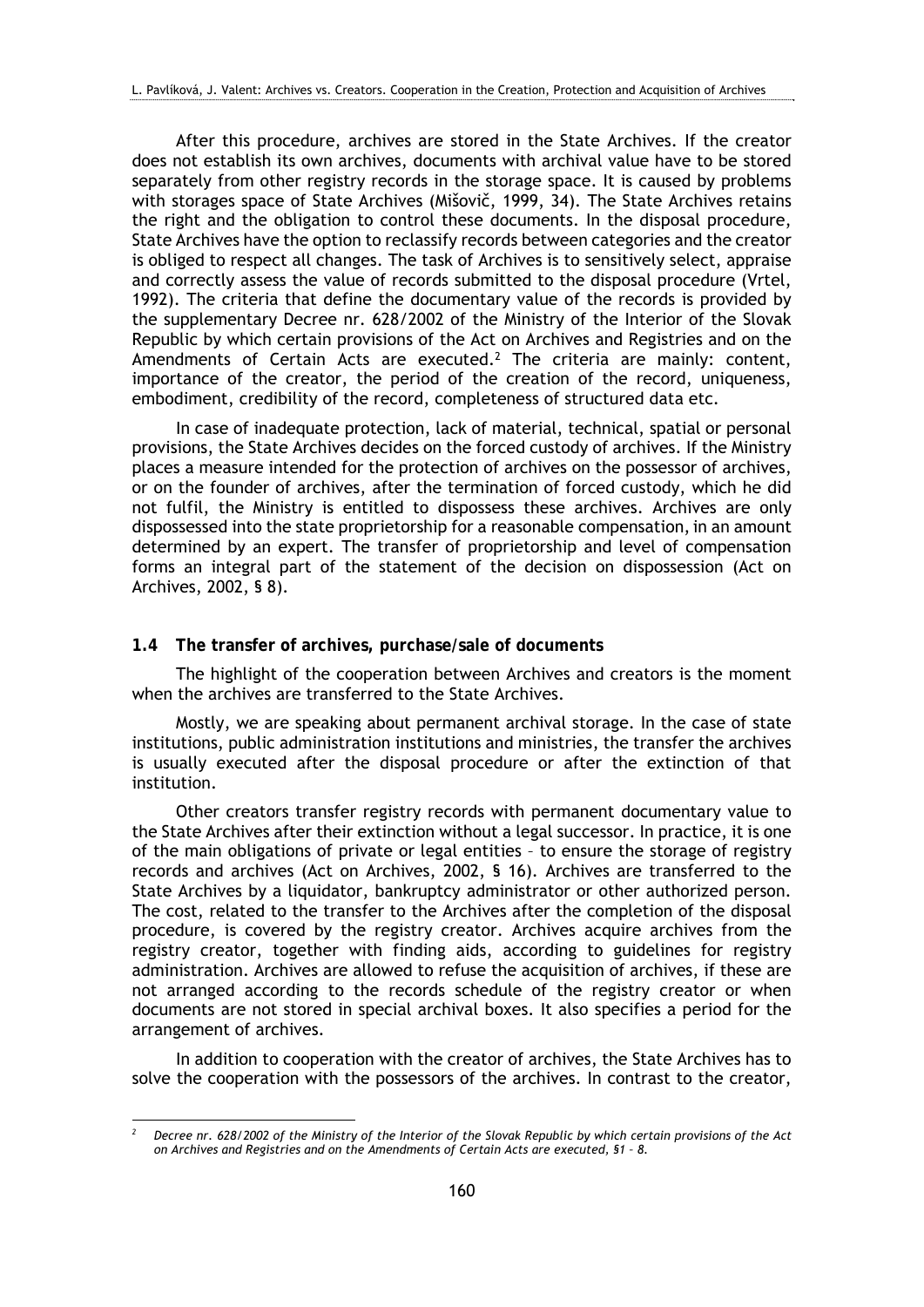After this procedure, archives are stored in the State Archives. If the creator does not establish its own archives, documents with archival value have to be stored separately from other registry records in the storage space. It is caused by problems with storages space of State Archives (Mišovič, 1999, 34). The State Archives retains the right and the obligation to control these documents. In the disposal procedure, State Archives have the option to reclassify records between categories and the creator is obliged to respect all changes. The task of Archives is to sensitively select, appraise and correctly assess the value of records submitted to the disposal procedure (Vrtel, 1992). The criteria that define the documentary value of the records is provided by the supplementary Decree nr. 628/2002 of the Ministry of the Interior of the Slovak Republic by which certain provisions of the Act on Archives and Registries and on the Amendments of Certain Acts are executed.[2] The criteria are mainly: content, importance of the creator, the period of the creation of the record, uniqueness, embodiment, credibility of the record, completeness of structured data etc.

In case of inadequate protection, lack of material, technical, spatial or personal provisions, the State Archives decides on the forced custody of archives. If the Ministry places a measure intended for the protection of archives on the possessor of archives, or on the founder of archives, after the termination of forced custody, which he did not fulfil, the Ministry is entitled to dispossess these archives. Archives are only dispossessed into the state proprietorship for a reasonable compensation, in an amount determined by an expert. The transfer of proprietorship and level of compensation forms an integral part of the statement of the decision on dispossession (Act on Archives, 2002, § 8).

### 1.4 The transfer of archives, purchase/sale of documents

The highlight of the cooperation between Archives and creators is the moment when the archives are transferred to the State Archives.

Mostly, we are speaking about permanent archival storage. In the case of state institutions, public administration institutions and ministries, the transfer the archives is usually executed after the disposal procedure or after the extinction of that institution.

Other creators transfer registry records with permanent documentary value to the State Archives after their extinction without a legal successor. In practice, it is one of the main obligations of private or legal entities – to ensure the storage of registry records and archives (Act on Archives, 2002, § 16). Archives are transferred to the State Archives by a liquidator, bankruptcy administrator or other authorized person. The cost, related to the transfer to the Archives after the completion of the disposal procedure, is covered by the registry creator. Archives acquire archives from the registry creator, together with finding aids, according to guidelines for registry administration. Archives are allowed to refuse the acquisition of archives, if these are not arranged according to the records schedule of the registry creator or when documents are not stored in special archival boxes. It also specifies a period for the arrangement of archives.

In addition to cooperation with the creator of archives, the State Archives has to solve the cooperation with the possessors of the archives. In contrast to the creator,

---

[2] *Decree nr. 628/2002 of the Ministry of the Interior of the Slovak Republic by which certain provisions of the Act on Archives and Registries and on the Amendments of Certain Acts are executed, §1 – 8.*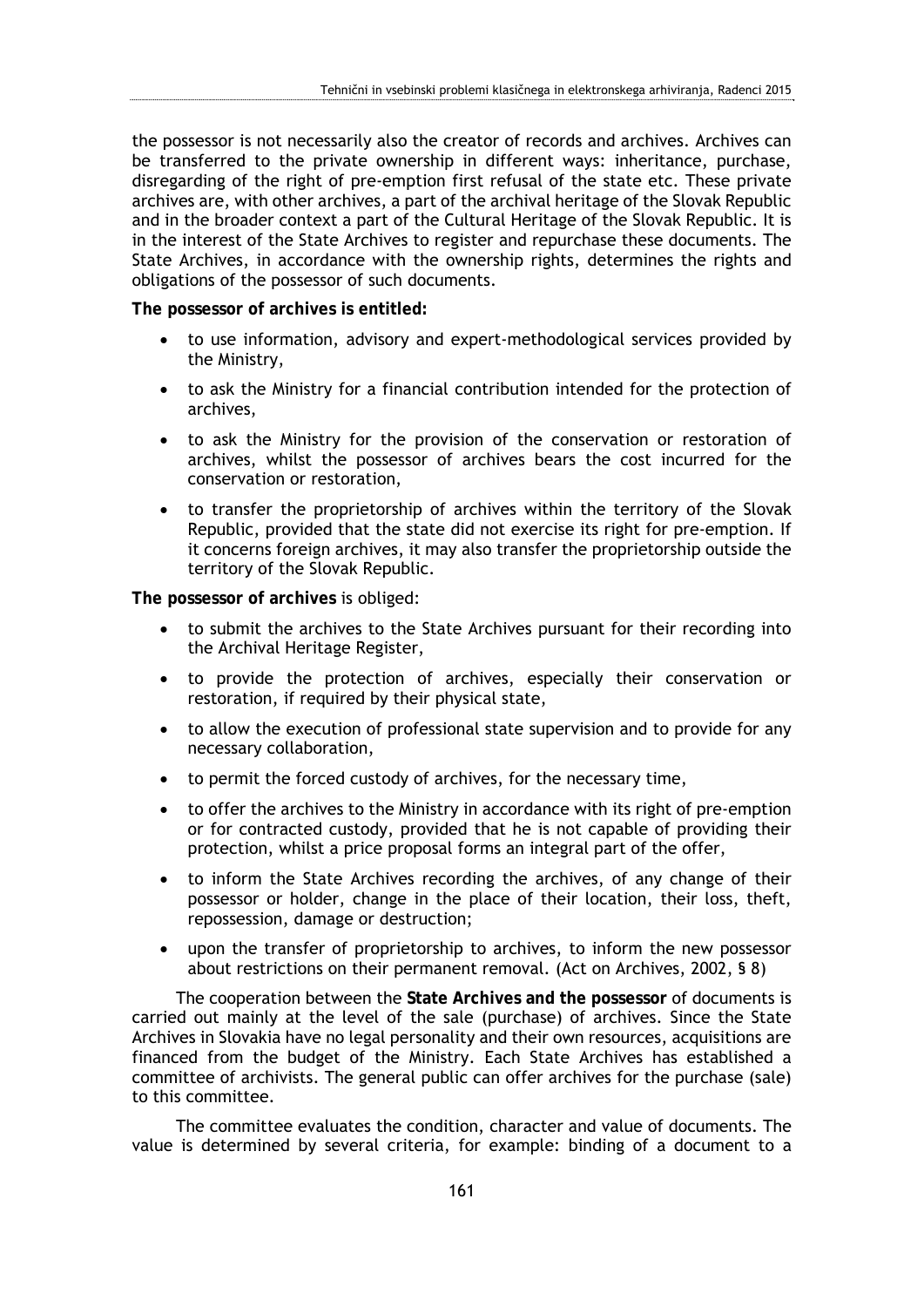the possessor is not necessarily also the creator of records and archives. Archives can be transferred to the private ownership in different ways: inheritance, purchase, disregarding of the right of pre-emption first refusal of the state etc. These private archives are, with other archives, a part of the archival heritage of the Slovak Republic and in the broader context a part of the Cultural Heritage of the Slovak Republic. It is in the interest of the State Archives to register and repurchase these documents. The State Archives, in accordance with the ownership rights, determines the rights and obligations of the possessor of such documents.

**The possessor of archives is entitled:**

- to use information, advisory and expert-methodological services provided by the Ministry,
- to ask the Ministry for a financial contribution intended for the protection of archives,
- to ask the Ministry for the provision of the conservation or restoration of archives, whilst the possessor of archives bears the cost incurred for the conservation or restoration,
- to transfer the proprietorship of archives within the territory of the Slovak Republic, provided that the state did not exercise its right for pre-emption. If it concerns foreign archives, it may also transfer the proprietorship outside the territory of the Slovak Republic.

**The possessor of archives** is obliged:

- to submit the archives to the State Archives pursuant for their recording into the Archival Heritage Register,
- to provide the protection of archives, especially their conservation or restoration, if required by their physical state,
- to allow the execution of professional state supervision and to provide for any necessary collaboration,
- to permit the forced custody of archives, for the necessary time,
- to offer the archives to the Ministry in accordance with its right of pre-emption or for contracted custody, provided that he is not capable of providing their protection, whilst a price proposal forms an integral part of the offer,
- to inform the State Archives recording the archives, of any change of their possessor or holder, change in the place of their location, their loss, theft, repossession, damage or destruction;
- upon the transfer of proprietorship to archives, to inform the new possessor about restrictions on their permanent removal. (Act on Archives, 2002, § 8)

The cooperation between the **State Archives and the possessor** of documents is carried out mainly at the level of the sale (purchase) of archives. Since the State Archives in Slovakia have no legal personality and their own resources, acquisitions are financed from the budget of the Ministry. Each State Archives has established a committee of archivists. The general public can offer archives for the purchase (sale) to this committee.

The committee evaluates the condition, character and value of documents. The value is determined by several criteria, for example: binding of a document to a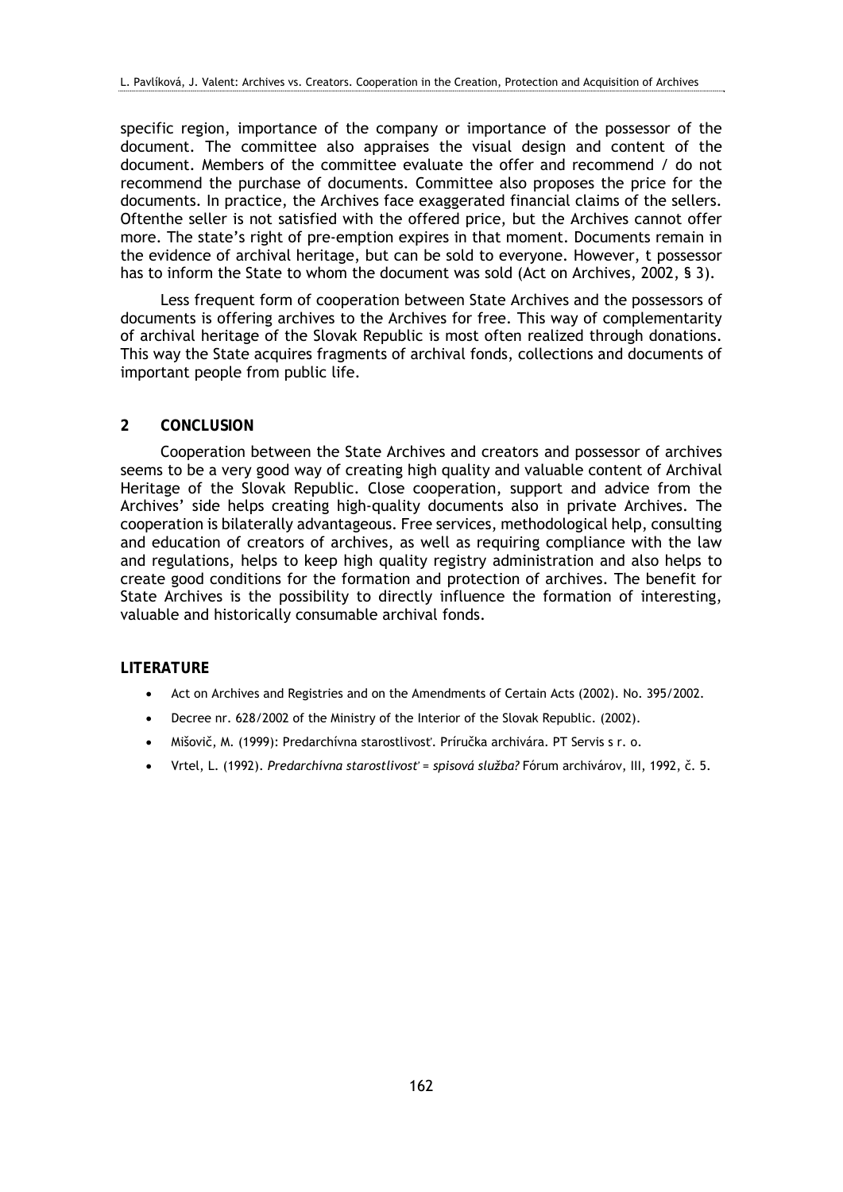specific region, importance of the company or importance of the possessor of the document. The committee also appraises the visual design and content of the document. Members of the committee evaluate the offer and recommend / do not recommend the purchase of documents. Committee also proposes the price for the documents. In practice, the Archives face exaggerated financial claims of the sellers. Oftenthe seller is not satisfied with the offered price, but the Archives cannot offer more. The state's right of pre-emption expires in that moment. Documents remain in the evidence of archival heritage, but can be sold to everyone. However, t possessor has to inform the State to whom the document was sold (Act on Archives, 2002, § 3).

Less frequent form of cooperation between State Archives and the possessors of documents is offering archives to the Archives for free. This way of complementarity of archival heritage of the Slovak Republic is most often realized through donations. This way the State acquires fragments of archival fonds, collections and documents of important people from public life.

## 2 CONCLUSION

Cooperation between the State Archives and creators and possessor of archives seems to be a very good way of creating high quality and valuable content of Archival Heritage of the Slovak Republic. Close cooperation, support and advice from the Archives' side helps creating high-quality documents also in private Archives. The cooperation is bilaterally advantageous. Free services, methodological help, consulting and education of creators of archives, as well as requiring compliance with the law and regulations, helps to keep high quality registry administration and also helps to create good conditions for the formation and protection of archives. The benefit for State Archives is the possibility to directly influence the formation of interesting, valuable and historically consumable archival fonds.

## LITERATURE

- Act on Archives and Registries and on the Amendments of Certain Acts (2002). No. 395/2002.
- Decree nr. 628/2002 of the Ministry of the Interior of the Slovak Republic. (2002).
- Mišovič, M. (1999): Predarchívna starostlivosť. Príručka archivára. PT Servis s r. o.
- Vrtel, L. (1992). *Predarchívna starostlivosť = spisová služba?* Fórum archivárov, III, 1992, č. 5.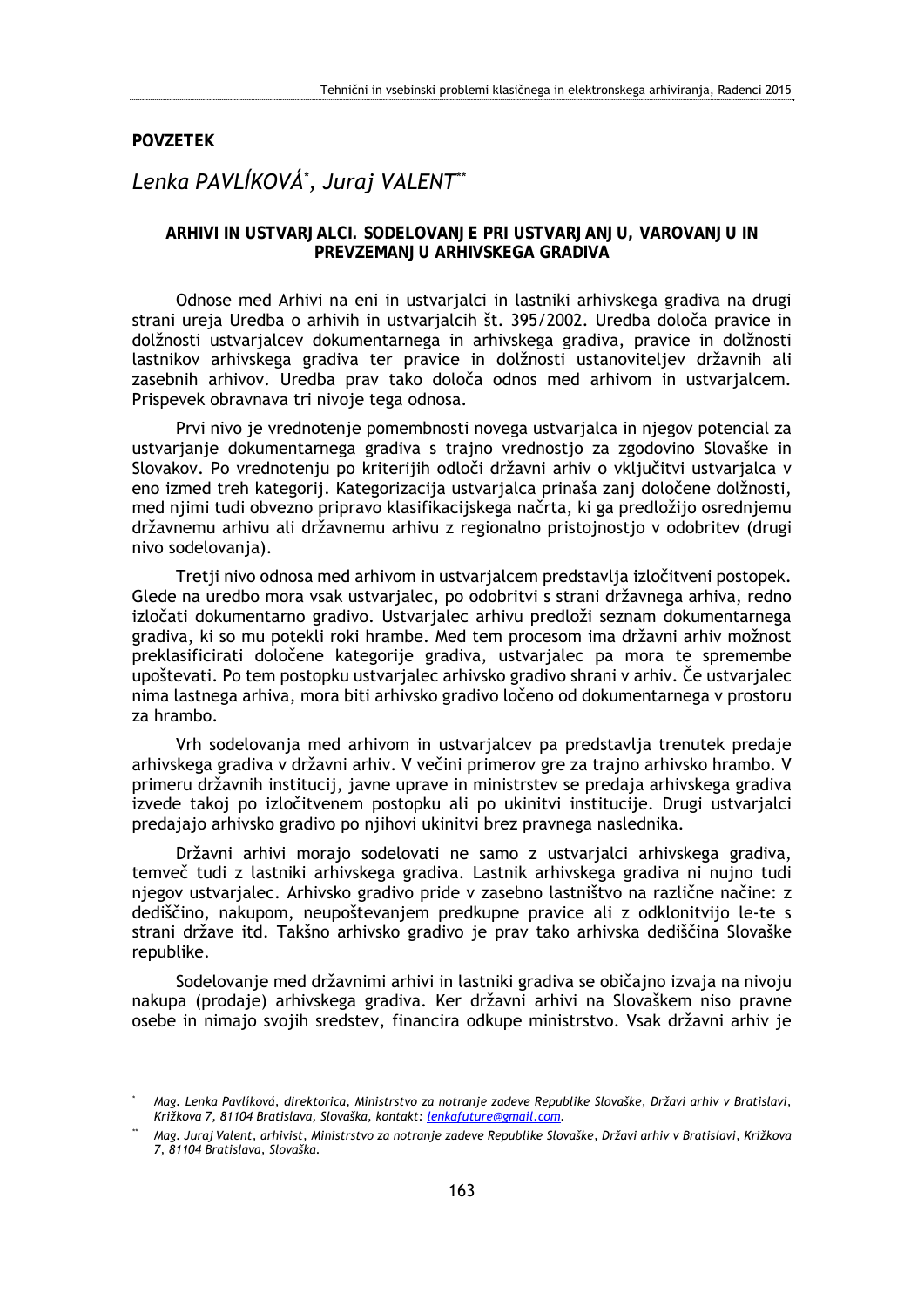**POVZETEK**

## *Lenka PAVLÍKOVÁ*, Juraj VALENT***

### ARHIVI IN USTVARJALCI. SODELOVANJE PRI USTVARJANJU, VAROVANJU IN PREVZEMANJU ARHIVSKEGA GRADIVA

Odnose med Arhivi na eni in ustvarjalci in lastniki arhivskega gradiva na drugi strani ureja Uredba o arhivih in ustvarjalcih št. 395/2002. Uredba določa pravice in dolžnosti ustvarjalcev dokumentarnega in arhivskega gradiva, pravice in dolžnosti lastnikov arhivskega gradiva ter pravice in dolžnosti ustanoviteljev državnih ali zasebnih arhivov. Uredba prav tako določa odnos med arhivom in ustvarjalcem. Prispevek obravnava tri nivoje tega odnosa.

Prvi nivo je vrednotenje pomembnosti novega ustvarjalca in njegov potencial za ustvarjanje dokumentarnega gradiva s trajno vrednostjo za zgodovino Slovaške in Slovakov. Po vrednotenju po kriterijih odloči državni arhiv o vključitvi ustvarjalca v eno izmed treh kategorij. Kategorizacija ustvarjalca prinaša zanj določene dolžnosti, med njimi tudi obvezno pripravo klasifikacijskega načrta, ki ga predložijo osrednjemu državnemu arhivu ali državnemu arhivu z regionalno pristojnostjo v odobritev (drugi nivo sodelovanja).

Tretji nivo odnosa med arhivom in ustvarjalcem predstavlja izločitveni postopek. Glede na uredbo mora vsak ustvarjalec, po odobritvi s strani državnega arhiva, redno izločati dokumentarno gradivo. Ustvarjalec arhivu predloži seznam dokumentarnega gradiva, ki so mu potekli roki hrambe. Med tem procesom ima državni arhiv možnost preklasificirati določene kategorije gradiva, ustvarjalec pa mora te spremembe upoštevati. Po tem postopku ustvarjalec arhivsko gradivo shrani v arhiv. Če ustvarjalec nima lastnega arhiva, mora biti arhivsko gradivo ločeno od dokumentarnega v prostoru za hrambo.

Vrh sodelovanja med arhivom in ustvarjalcev pa predstavlja trenutek predaje arhivskega gradiva v državni arhiv. V večini primerov gre za trajno arhivsko hrambo. V primeru državnih institucij, javne uprave in ministrstev se predaja arhivskega gradiva izvede takoj po izločitvenem postopku ali po ukinitvi institucije. Drugi ustvarjalci predajajo arhivsko gradivo po njihovi ukinitvi brez pravnega naslednika.

Državni arhivi morajo sodelovati ne samo z ustvarjalci arhivskega gradiva, temveč tudi z lastniki arhivskega gradiva. Lastnik arhivskega gradiva ni nujno tudi njegov ustvarjalec. Arhivsko gradivo pride v zasebno lastništvo na različne načine: z dediščino, nakupom, neupoštevanjem predkupne pravice ali z odklonitvijo le-te s strani države itd. Takšno arhivsko gradivo je prav tako arhivska dediščina Slovaške republike.

Sodelovanje med državnimi arhivi in lastniki gradiva se običajno izvaja na nivoju nakupa (prodaje) arhivskega gradiva. Ker državni arhivi na Slovaškem niso pravne osebe in nimajo svojih sredstev, financira odkupe ministrstvo. Vsak državni arhiv je

---

\* *Mag. Lenka Pavlíková, direktorica, Ministrstvo za notranje zadeve Republike Slovaške, Državi arhiv v Bratislavi, Križkova 7, 81104 Bratislava, Slovaška, kontakt: lenkafuture@gmail.com.*

\*\* *Mag. Juraj Valent, arhivist, Ministrstvo za notranje zadeve Republike Slovaške, Državi arhiv v Bratislavi, Križkova 7, 81104 Bratislava, Slovaška.*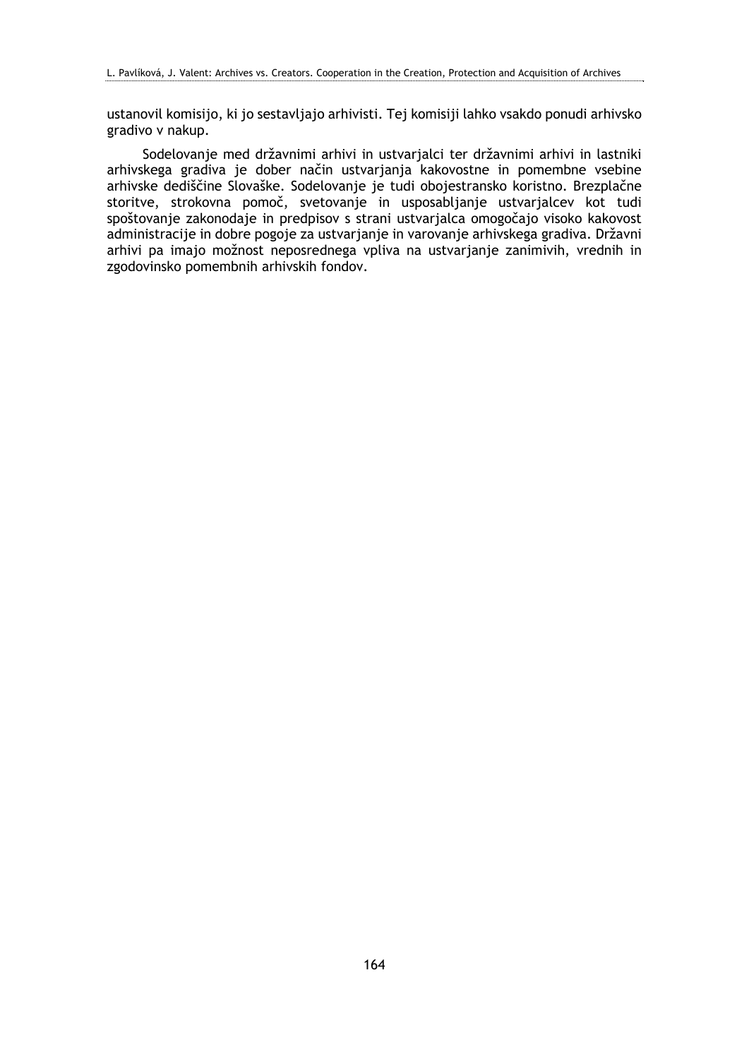ustanovil komisijo, ki jo sestavljajo arhivisti. Tej komisiji lahko vsakdo ponudi arhivsko gradivo v nakup.

Sodelovanje med državnimi arhivi in ustvarjalci ter državnimi arhivi in lastniki arhivskega gradiva je dober način ustvarjanja kakovostne in pomembne vsebine arhivske dediščine Slovaške. Sodelovanje je tudi obojestransko koristno. Brezplačne storitve, strokovna pomoč, svetovanje in usposabljanje ustvarjalcev kot tudi spoštovanje zakonodaje in predpisov s strani ustvarjalca omogočajo visoko kakovost administracije in dobre pogoje za ustvarjanje in varovanje arhivskega gradiva. Državni arhivi pa imajo možnost neposrednega vpliva na ustvarjanje zanimivih, vrednih in zgodovinsko pomembnih arhivskih fondov.